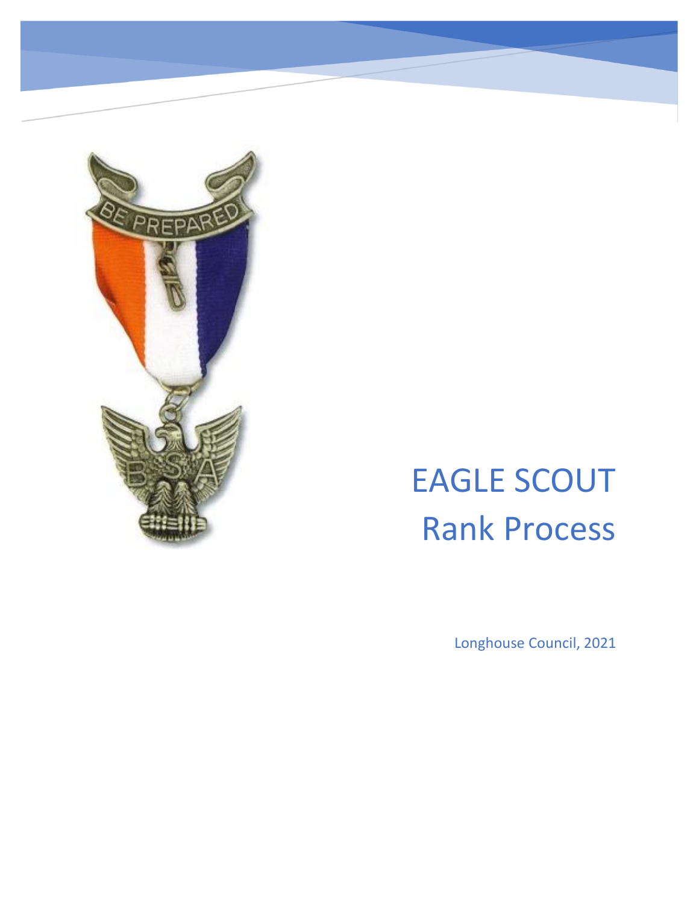# EAGLE SCOUT Rank Process

Longhouse Council, 2021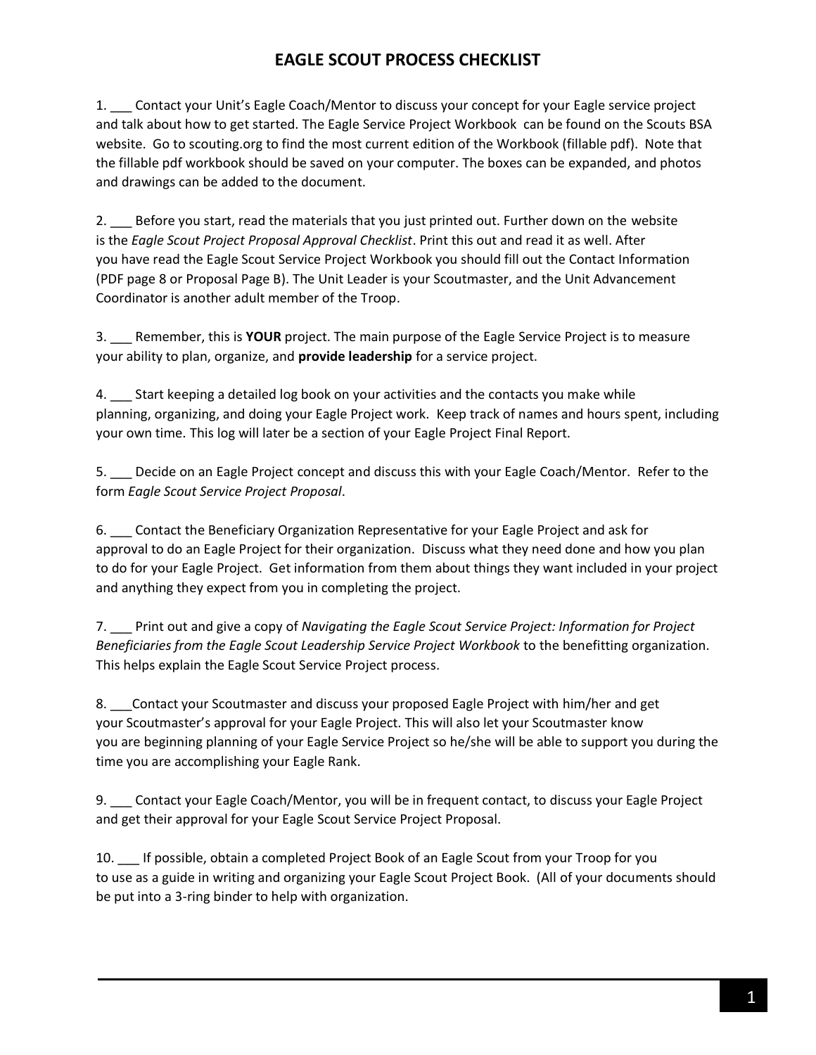# EAGLE SCOUT PROCESS CHECKLIST

1. ___ Contact your Unit's Eagle Coach/Mentor to discuss your concept for your Eagle service project and talk about how to get started. The Eagle Service Project Workbook can be found on the Scouts BSA website. Go to scouting.org to find the most current edition of the Workbook (fillable pdf). Note that the fillable pdf workbook should be saved on your computer. The boxes can be expanded, and photos and drawings can be added to the document.

2. ___ Before you start, read the materials that you just printed out. Further down on the website is the *Eagle Scout Project Proposal Approval Checklist*. Print this out and read it as well. After you have read the Eagle Scout Service Project Workbook you should fill out the Contact Information (PDF page 8 or Proposal Page B). The Unit Leader is your Scoutmaster, and the Unit Advancement Coordinator is another adult member of the Troop.

3. ___ Remember, this is **YOUR** project. The main purpose of the Eagle Service Project is to measure your ability to plan, organize, and **provide leadership** for a service project.

4. ___ Start keeping a detailed log book on your activities and the contacts you make while planning, organizing, and doing your Eagle Project work. Keep track of names and hours spent, including your own time. This log will later be a section of your Eagle Project Final Report.

5. ___ Decide on an Eagle Project concept and discuss this with your Eagle Coach/Mentor. Refer to the form *Eagle Scout Service Project Proposal*.

6. ___ Contact the Beneficiary Organization Representative for your Eagle Project and ask for approval to do an Eagle Project for their organization. Discuss what they need done and how you plan to do for your Eagle Project. Get information from them about things they want included in your project and anything they expect from you in completing the project.

7. ___ Print out and give a copy of *Navigating the Eagle Scout Service Project: Information for Project Beneficiaries from the Eagle Scout Leadership Service Project Workbook* to the benefitting organization. This helps explain the Eagle Scout Service Project process.

8. ___Contact your Scoutmaster and discuss your proposed Eagle Project with him/her and get your Scoutmaster's approval for your Eagle Project. This will also let your Scoutmaster know you are beginning planning of your Eagle Service Project so he/she will be able to support you during the time you are accomplishing your Eagle Rank.

9. ___ Contact your Eagle Coach/Mentor, you will be in frequent contact, to discuss your Eagle Project and get their approval for your Eagle Scout Service Project Proposal.

10. ___ If possible, obtain a completed Project Book of an Eagle Scout from your Troop for you to use as a guide in writing and organizing your Eagle Scout Project Book. (All of your documents should be put into a 3-ring binder to help with organization.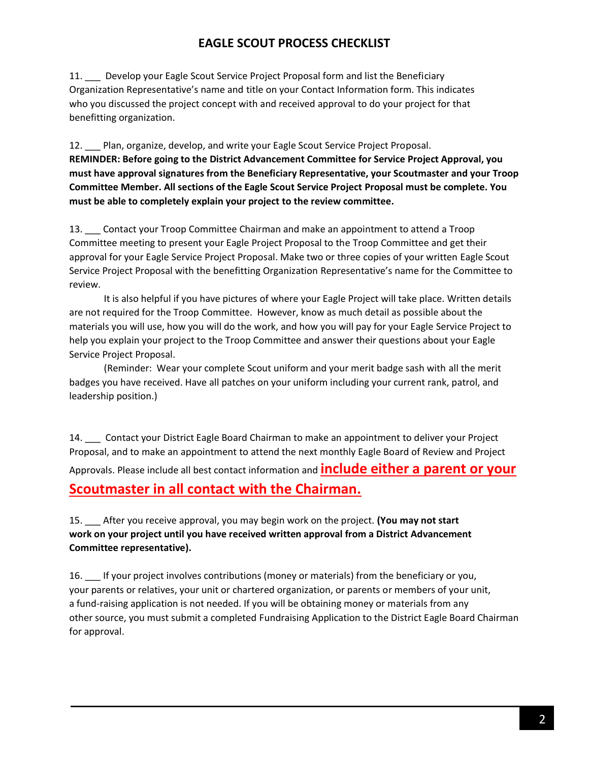# EAGLE SCOUT PROCESS CHECKLIST

11. ___ Develop your Eagle Scout Service Project Proposal form and list the Beneficiary Organization Representative's name and title on your Contact Information form. This indicates who you discussed the project concept with and received approval to do your project for that benefitting organization.

12. ___ Plan, organize, develop, and write your Eagle Scout Service Project Proposal.
**REMINDER: Before going to the District Advancement Committee for Service Project Approval, you must have approval signatures from the Beneficiary Representative, your Scoutmaster and your Troop Committee Member. All sections of the Eagle Scout Service Project Proposal must be complete. You must be able to completely explain your project to the review committee.**

13. ___ Contact your Troop Committee Chairman and make an appointment to attend a Troop Committee meeting to present your Eagle Project Proposal to the Troop Committee and get their approval for your Eagle Service Project Proposal. Make two or three copies of your written Eagle Scout Service Project Proposal with the benefitting Organization Representative's name for the Committee to review.

It is also helpful if you have pictures of where your Eagle Project will take place. Written details are not required for the Troop Committee. However, know as much detail as possible about the materials you will use, how you will do the work, and how you will pay for your Eagle Service Project to help you explain your project to the Troop Committee and answer their questions about your Eagle Service Project Proposal.

(Reminder: Wear your complete Scout uniform and your merit badge sash with all the merit badges you have received. Have all patches on your uniform including your current rank, patrol, and leadership position.)

14. ___ Contact your District Eagle Board Chairman to make an appointment to deliver your Project Proposal, and to make an appointment to attend the next monthly Eagle Board of Review and Project Approvals. Please include all best contact information and **include either a parent or your Scoutmaster in all contact with the Chairman.**

15. ___ After you receive approval, you may begin work on the project. **(You may not start work on your project until you have received written approval from a District Advancement Committee representative).**

16. ___ If your project involves contributions (money or materials) from the beneficiary or you, your parents or relatives, your unit or chartered organization, or parents or members of your unit, a fund-raising application is not needed. If you will be obtaining money or materials from any other source, you must submit a completed Fundraising Application to the District Eagle Board Chairman for approval.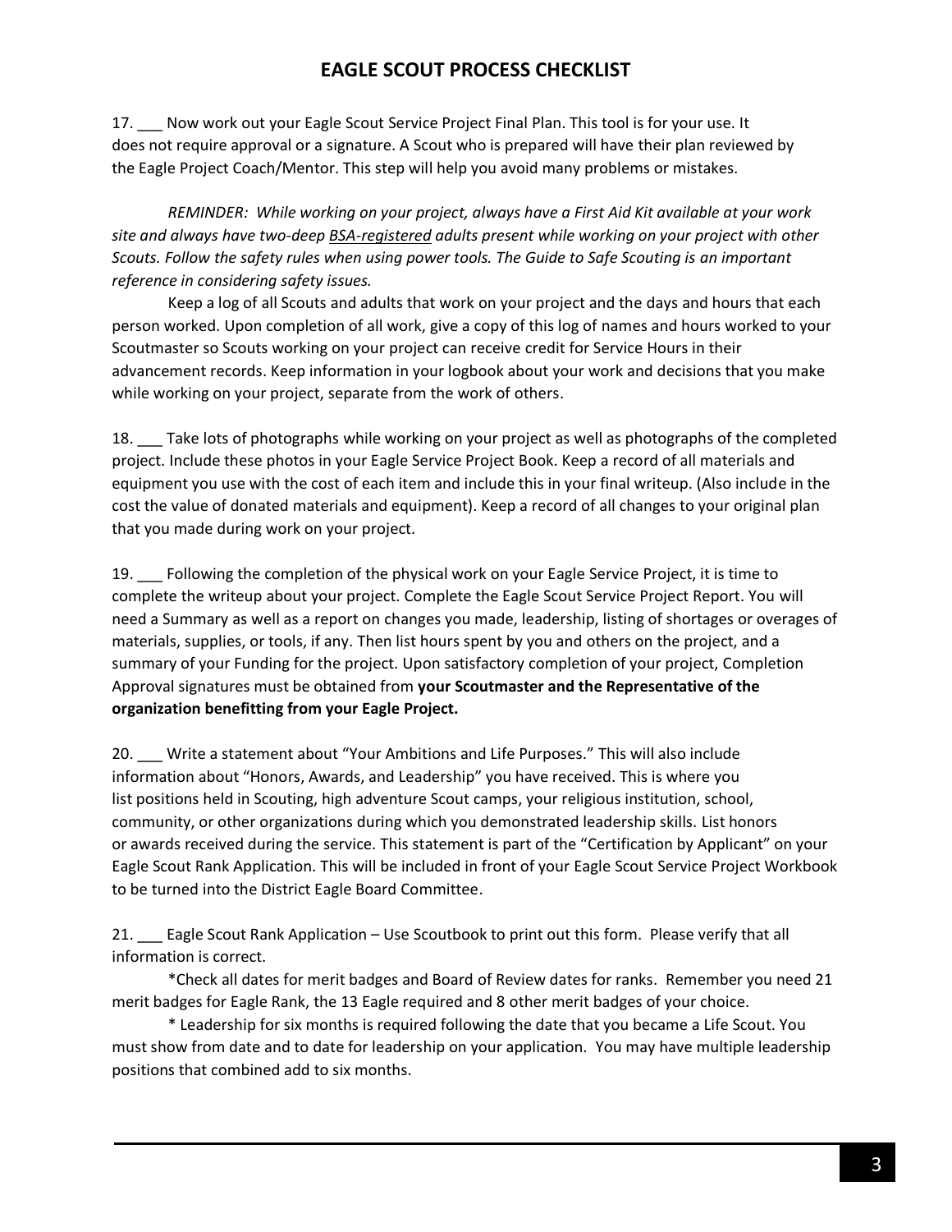# EAGLE SCOUT PROCESS CHECKLIST

17. ___ Now work out your Eagle Scout Service Project Final Plan. This tool is for your use. It does not require approval or a signature. A Scout who is prepared will have their plan reviewed by the Eagle Project Coach/Mentor. This step will help you avoid many problems or mistakes.

*REMINDER: While working on your project, always have a First Aid Kit available at your work site and always have two-deep BSA-registered adults present while working on your project with other Scouts. Follow the safety rules when using power tools. The Guide to Safe Scouting is an important reference in considering safety issues.*

Keep a log of all Scouts and adults that work on your project and the days and hours that each person worked. Upon completion of all work, give a copy of this log of names and hours worked to your Scoutmaster so Scouts working on your project can receive credit for Service Hours in their advancement records. Keep information in your logbook about your work and decisions that you make while working on your project, separate from the work of others.

18. ___ Take lots of photographs while working on your project as well as photographs of the completed project. Include these photos in your Eagle Service Project Book. Keep a record of all materials and equipment you use with the cost of each item and include this in your final writeup. (Also include in the cost the value of donated materials and equipment). Keep a record of all changes to your original plan that you made during work on your project.

19. ___ Following the completion of the physical work on your Eagle Service Project, it is time to complete the writeup about your project. Complete the Eagle Scout Service Project Report. You will need a Summary as well as a report on changes you made, leadership, listing of shortages or overages of materials, supplies, or tools, if any. Then list hours spent by you and others on the project, and a summary of your Funding for the project. Upon satisfactory completion of your project, Completion Approval signatures must be obtained from **your Scoutmaster and the Representative of the organization benefitting from your Eagle Project.**

20. ___ Write a statement about "Your Ambitions and Life Purposes." This will also include information about "Honors, Awards, and Leadership" you have received. This is where you list positions held in Scouting, high adventure Scout camps, your religious institution, school, community, or other organizations during which you demonstrated leadership skills. List honors or awards received during the service. This statement is part of the "Certification by Applicant" on your Eagle Scout Rank Application. This will be included in front of your Eagle Scout Service Project Workbook to be turned into the District Eagle Board Committee.

21. ___ Eagle Scout Rank Application – Use Scoutbook to print out this form. Please verify that all information is correct.

*Check all dates for merit badges and Board of Review dates for ranks. Remember you need 21 merit badges for Eagle Rank, the 13 Eagle required and 8 other merit badges of your choice.

* Leadership for six months is required following the date that you became a Life Scout. You must show from date and to date for leadership on your application. You may have multiple leadership positions that combined add to six months.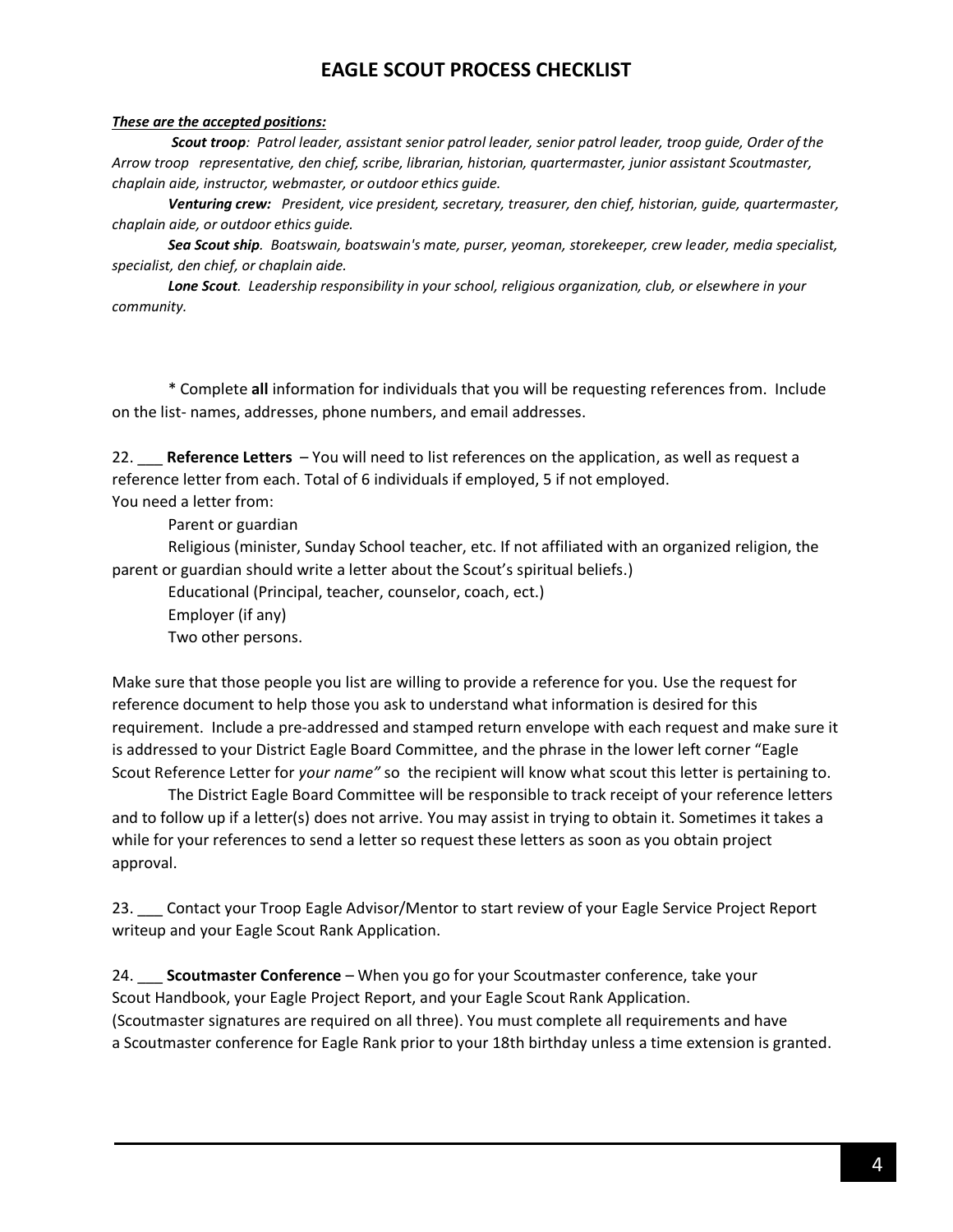# EAGLE SCOUT PROCESS CHECKLIST

***These are the accepted positions:***

***Scout troop**: Patrol leader, assistant senior patrol leader, senior patrol leader, troop guide, Order of the Arrow troop representative, den chief, scribe, librarian, historian, quartermaster, junior assistant Scoutmaster, chaplain aide, instructor, webmaster, or outdoor ethics guide.*

***Venturing crew:** President, vice president, secretary, treasurer, den chief, historian, guide, quartermaster, chaplain aide, or outdoor ethics guide.*

***Sea Scout ship**. Boatswain, boatswain's mate, purser, yeoman, storekeeper, crew leader, media specialist, specialist, den chief, or chaplain aide.*

***Lone Scout**. Leadership responsibility in your school, religious organization, club, or elsewhere in your community.*

* Complete **all** information for individuals that you will be requesting references from. Include on the list- names, addresses, phone numbers, and email addresses.

22. ___ **Reference Letters** – You will need to list references on the application, as well as request a reference letter from each. Total of 6 individuals if employed, 5 if not employed.
You need a letter from:

Parent or guardian

Religious (minister, Sunday School teacher, etc. If not affiliated with an organized religion, the parent or guardian should write a letter about the Scout's spiritual beliefs.)

Educational (Principal, teacher, counselor, coach, ect.)

Employer (if any)

Two other persons.

Make sure that those people you list are willing to provide a reference for you. Use the request for reference document to help those you ask to understand what information is desired for this requirement. Include a pre-addressed and stamped return envelope with each request and make sure it is addressed to your District Eagle Board Committee, and the phrase in the lower left corner "Eagle Scout Reference Letter for *your name"* so the recipient will know what scout this letter is pertaining to.

The District Eagle Board Committee will be responsible to track receipt of your reference letters and to follow up if a letter(s) does not arrive. You may assist in trying to obtain it. Sometimes it takes a while for your references to send a letter so request these letters as soon as you obtain project approval.

23. ___ Contact your Troop Eagle Advisor/Mentor to start review of your Eagle Service Project Report writeup and your Eagle Scout Rank Application.

24. ___ **Scoutmaster Conference** – When you go for your Scoutmaster conference, take your Scout Handbook, your Eagle Project Report, and your Eagle Scout Rank Application. (Scoutmaster signatures are required on all three). You must complete all requirements and have a Scoutmaster conference for Eagle Rank prior to your 18th birthday unless a time extension is granted.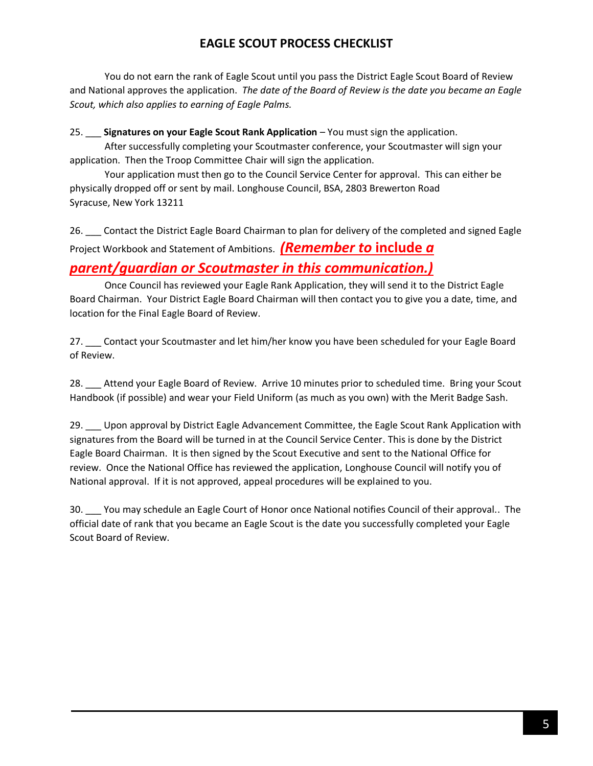## EAGLE SCOUT PROCESS CHECKLIST

You do not earn the rank of Eagle Scout until you pass the District Eagle Scout Board of Review and National approves the application. *The date of the Board of Review is the date you became an Eagle Scout, which also applies to earning of Eagle Palms.*

25. ___ **Signatures on your Eagle Scout Rank Application** – You must sign the application.

After successfully completing your Scoutmaster conference, your Scoutmaster will sign your application. Then the Troop Committee Chair will sign the application.

Your application must then go to the Council Service Center for approval. This can either be physically dropped off or sent by mail. Longhouse Council, BSA, 2803 Brewerton Road Syracuse, New York 13211

26. ___ Contact the District Eagle Board Chairman to plan for delivery of the completed and signed Eagle Project Workbook and Statement of Ambitions. ***(Remember to include a parent/guardian or Scoutmaster in this communication.)***

Once Council has reviewed your Eagle Rank Application, they will send it to the District Eagle Board Chairman. Your District Eagle Board Chairman will then contact you to give you a date, time, and location for the Final Eagle Board of Review.

27. ___ Contact your Scoutmaster and let him/her know you have been scheduled for your Eagle Board of Review.

28. ___ Attend your Eagle Board of Review. Arrive 10 minutes prior to scheduled time. Bring your Scout Handbook (if possible) and wear your Field Uniform (as much as you own) with the Merit Badge Sash.

29. ___ Upon approval by District Eagle Advancement Committee, the Eagle Scout Rank Application with signatures from the Board will be turned in at the Council Service Center. This is done by the District Eagle Board Chairman. It is then signed by the Scout Executive and sent to the National Office for review. Once the National Office has reviewed the application, Longhouse Council will notify you of National approval. If it is not approved, appeal procedures will be explained to you.

30. ___ You may schedule an Eagle Court of Honor once National notifies Council of their approval.. The official date of rank that you became an Eagle Scout is the date you successfully completed your Eagle Scout Board of Review.